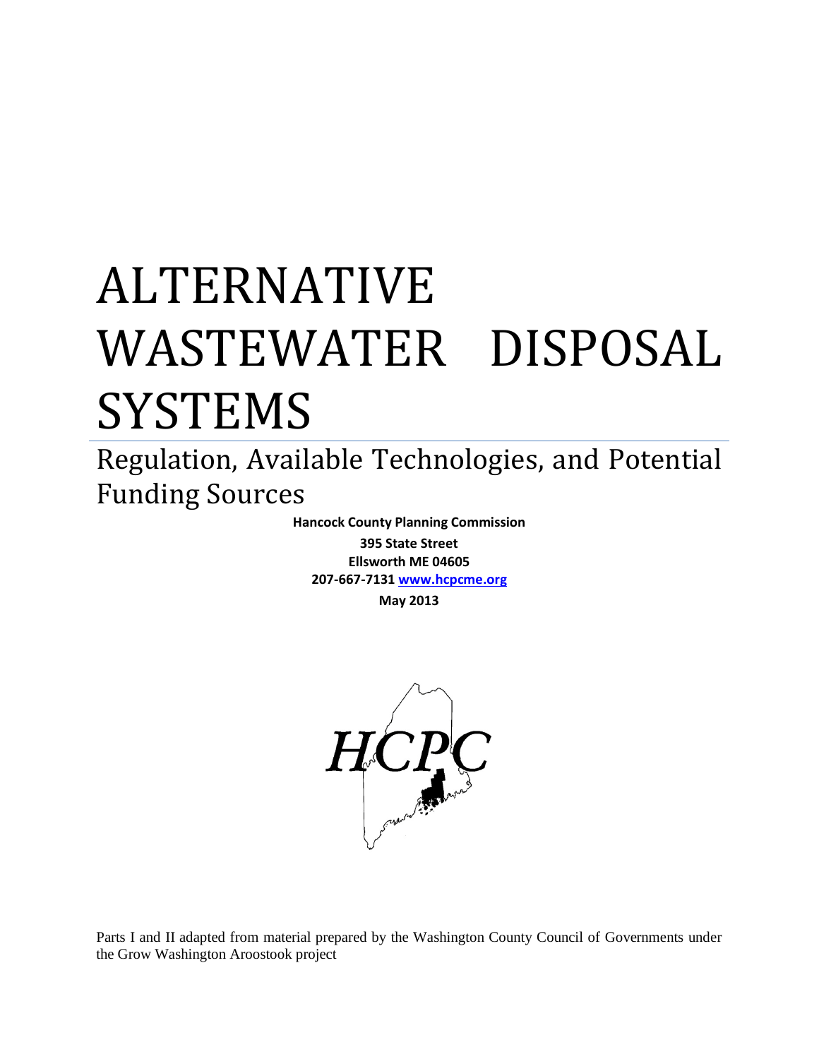# ALTERNATIVE WASTEWATER DISPOSAL SYSTEMS

## Regulation, Available Technologies, and Potential Funding Sources

**Hancock County Planning Commission**

**395 State Street**

**Ellsworth ME 04605**

**207-667-7131 [www.hcpcme.org](http://www.hcpcme.org)**

**May 2013**

HCPC

Parts I and II adapted from material prepared by the Washington County Council of Governments under the Grow Washington Aroostook project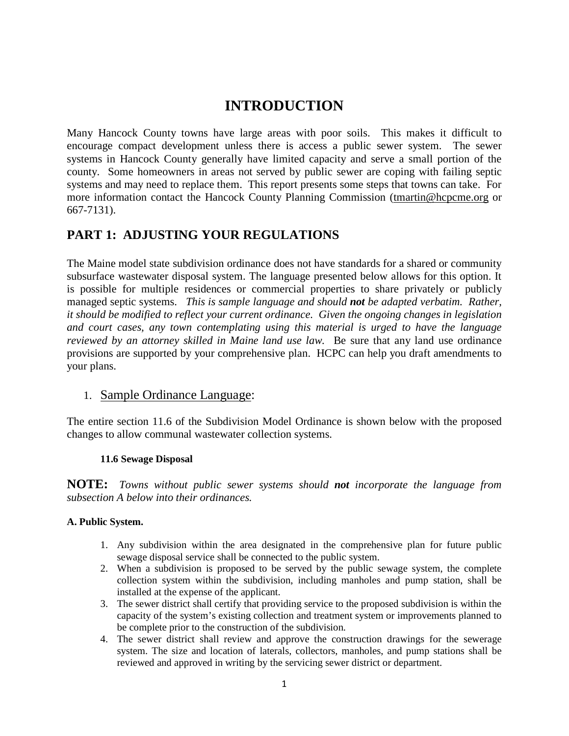# INTRODUCTION

Many Hancock County towns have large areas with poor soils. This makes it difficult to encourage compact development unless there is access a public sewer system. The sewer systems in Hancock County generally have limited capacity and serve a small portion of the county. Some homeowners in areas not served by public sewer are coping with failing septic systems and may need to replace them. This report presents some steps that towns can take. For more information contact the Hancock County Planning Commission (tmartin@hcpcme.org or 667-7131).

## PART 1: ADJUSTING YOUR REGULATIONS

The Maine model state subdivision ordinance does not have standards for a shared or community subsurface wastewater disposal system. The language presented below allows for this option. It is possible for multiple residences or commercial properties to share privately or publicly managed septic systems. *This is sample language and should **not** be adapted verbatim. Rather, it should be modified to reflect your current ordinance. Given the ongoing changes in legislation and court cases, any town contemplating using this material is urged to have the language reviewed by an attorney skilled in Maine land use law.* Be sure that any land use ordinance provisions are supported by your comprehensive plan. HCPC can help you draft amendments to your plans.

1. Sample Ordinance Language:

The entire section 11.6 of the Subdivision Model Ordinance is shown below with the proposed changes to allow communal wastewater collection systems.

**11.6 Sewage Disposal**

**NOTE:** *Towns without public sewer systems should **not** incorporate the language from subsection A below into their ordinances.*

**A. Public System.**

1. Any subdivision within the area designated in the comprehensive plan for future public sewage disposal service shall be connected to the public system.
2. When a subdivision is proposed to be served by the public sewage system, the complete collection system within the subdivision, including manholes and pump station, shall be installed at the expense of the applicant.
3. The sewer district shall certify that providing service to the proposed subdivision is within the capacity of the system's existing collection and treatment system or improvements planned to be complete prior to the construction of the subdivision.
4. The sewer district shall review and approve the construction drawings for the sewerage system. The size and location of laterals, collectors, manholes, and pump stations shall be reviewed and approved in writing by the servicing sewer district or department.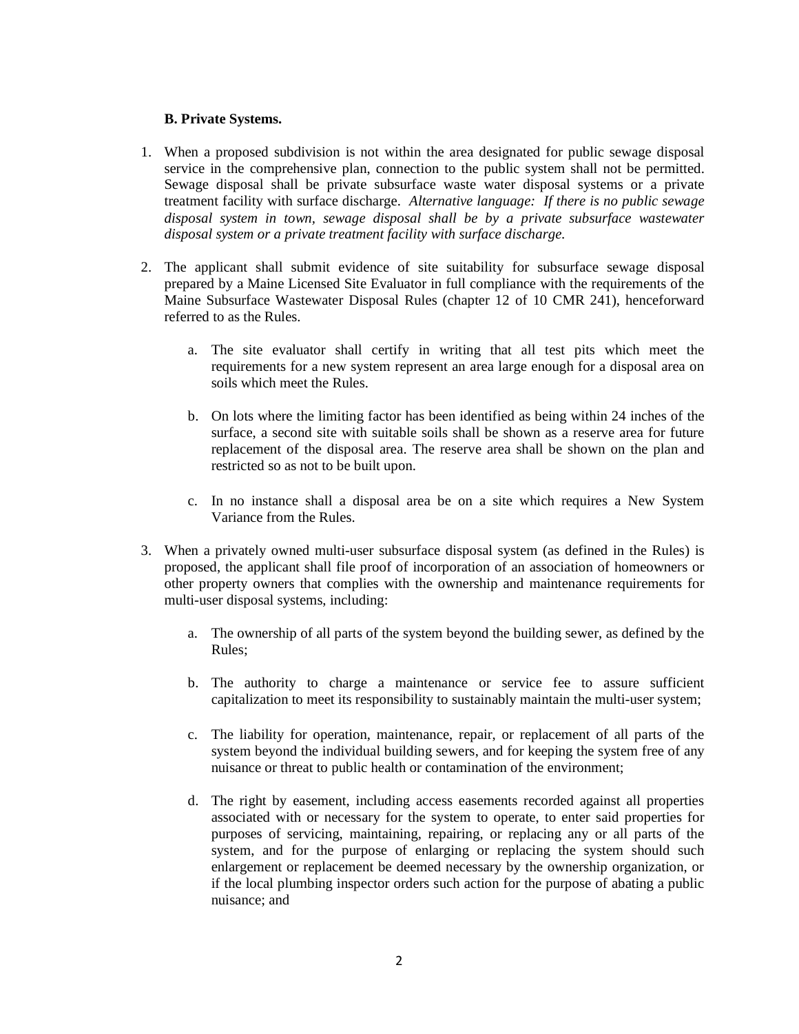**B. Private Systems.**

1. When a proposed subdivision is not within the area designated for public sewage disposal service in the comprehensive plan, connection to the public system shall not be permitted. Sewage disposal shall be private subsurface waste water disposal systems or a private treatment facility with surface discharge. *Alternative language: If there is no public sewage disposal system in town, sewage disposal shall be by a private subsurface wastewater disposal system or a private treatment facility with surface discharge.*

2. The applicant shall submit evidence of site suitability for subsurface sewage disposal prepared by a Maine Licensed Site Evaluator in full compliance with the requirements of the Maine Subsurface Wastewater Disposal Rules (chapter 12 of 10 CMR 241), henceforward referred to as the Rules.

   a. The site evaluator shall certify in writing that all test pits which meet the requirements for a new system represent an area large enough for a disposal area on soils which meet the Rules.

   b. On lots where the limiting factor has been identified as being within 24 inches of the surface, a second site with suitable soils shall be shown as a reserve area for future replacement of the disposal area. The reserve area shall be shown on the plan and restricted so as not to be built upon.

   c. In no instance shall a disposal area be on a site which requires a New System Variance from the Rules.

3. When a privately owned multi-user subsurface disposal system (as defined in the Rules) is proposed, the applicant shall file proof of incorporation of an association of homeowners or other property owners that complies with the ownership and maintenance requirements for multi-user disposal systems, including:

   a. The ownership of all parts of the system beyond the building sewer, as defined by the Rules;

   b. The authority to charge a maintenance or service fee to assure sufficient capitalization to meet its responsibility to sustainably maintain the multi-user system;

   c. The liability for operation, maintenance, repair, or replacement of all parts of the system beyond the individual building sewers, and for keeping the system free of any nuisance or threat to public health or contamination of the environment;

   d. The right by easement, including access easements recorded against all properties associated with or necessary for the system to operate, to enter said properties for purposes of servicing, maintaining, repairing, or replacing any or all parts of the system, and for the purpose of enlarging or replacing the system should such enlargement or replacement be deemed necessary by the ownership organization, or if the local plumbing inspector orders such action for the purpose of abating a public nuisance; and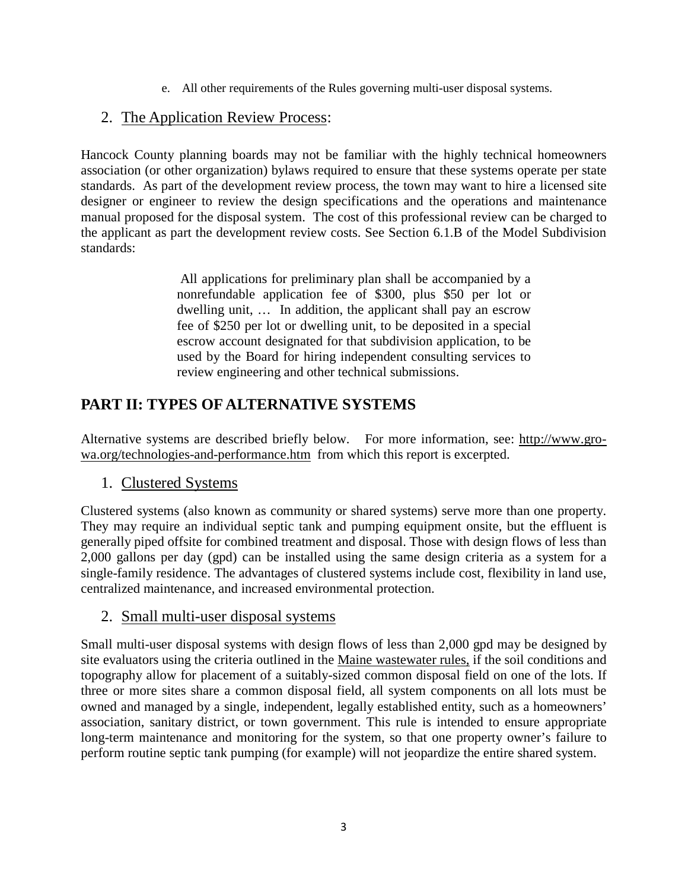e. All other requirements of the Rules governing multi-user disposal systems.

## 2. The Application Review Process:

Hancock County planning boards may not be familiar with the highly technical homeowners association (or other organization) bylaws required to ensure that these systems operate per state standards. As part of the development review process, the town may want to hire a licensed site designer or engineer to review the design specifications and the operations and maintenance manual proposed for the disposal system. The cost of this professional review can be charged to the applicant as part the development review costs. See Section 6.1.B of the Model Subdivision standards:

> All applications for preliminary plan shall be accompanied by a nonrefundable application fee of $300, plus $50 per lot or dwelling unit, … In addition, the applicant shall pay an escrow fee of $250 per lot or dwelling unit, to be deposited in a special escrow account designated for that subdivision application, to be used by the Board for hiring independent consulting services to review engineering and other technical submissions.

# PART II: TYPES OF ALTERNATIVE SYSTEMS

Alternative systems are described briefly below. For more information, see: http://www.gro-wa.org/technologies-and-performance.htm from which this report is excerpted.

## 1. Clustered Systems

Clustered systems (also known as community or shared systems) serve more than one property. They may require an individual septic tank and pumping equipment onsite, but the effluent is generally piped offsite for combined treatment and disposal. Those with design flows of less than 2,000 gallons per day (gpd) can be installed using the same design criteria as a system for a single-family residence. The advantages of clustered systems include cost, flexibility in land use, centralized maintenance, and increased environmental protection.

## 2. Small multi-user disposal systems

Small multi-user disposal systems with design flows of less than 2,000 gpd may be designed by site evaluators using the criteria outlined in the Maine wastewater rules, if the soil conditions and topography allow for placement of a suitably-sized common disposal field on one of the lots. If three or more sites share a common disposal field, all system components on all lots must be owned and managed by a single, independent, legally established entity, such as a homeowners' association, sanitary district, or town government. This rule is intended to ensure appropriate long-term maintenance and monitoring for the system, so that one property owner's failure to perform routine septic tank pumping (for example) will not jeopardize the entire shared system.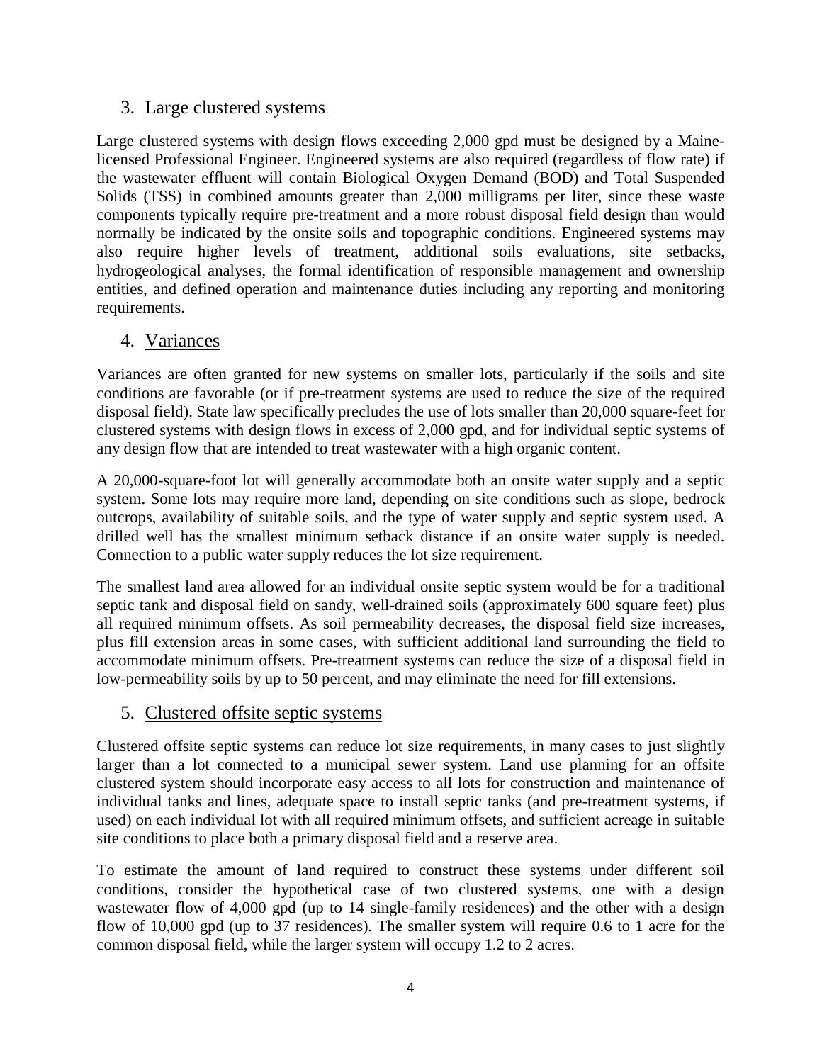## 3. Large clustered systems

Large clustered systems with design flows exceeding 2,000 gpd must be designed by a Maine-licensed Professional Engineer. Engineered systems are also required (regardless of flow rate) if the wastewater effluent will contain Biological Oxygen Demand (BOD) and Total Suspended Solids (TSS) in combined amounts greater than 2,000 milligrams per liter, since these waste components typically require pre-treatment and a more robust disposal field design than would normally be indicated by the onsite soils and topographic conditions. Engineered systems may also require higher levels of treatment, additional soils evaluations, site setbacks, hydrogeological analyses, the formal identification of responsible management and ownership entities, and defined operation and maintenance duties including any reporting and monitoring requirements.

## 4. Variances

Variances are often granted for new systems on smaller lots, particularly if the soils and site conditions are favorable (or if pre-treatment systems are used to reduce the size of the required disposal field). State law specifically precludes the use of lots smaller than 20,000 square-feet for clustered systems with design flows in excess of 2,000 gpd, and for individual septic systems of any design flow that are intended to treat wastewater with a high organic content.

A 20,000-square-foot lot will generally accommodate both an onsite water supply and a septic system. Some lots may require more land, depending on site conditions such as slope, bedrock outcrops, availability of suitable soils, and the type of water supply and septic system used. A drilled well has the smallest minimum setback distance if an onsite water supply is needed. Connection to a public water supply reduces the lot size requirement.

The smallest land area allowed for an individual onsite septic system would be for a traditional septic tank and disposal field on sandy, well-drained soils (approximately 600 square feet) plus all required minimum offsets. As soil permeability decreases, the disposal field size increases, plus fill extension areas in some cases, with sufficient additional land surrounding the field to accommodate minimum offsets. Pre-treatment systems can reduce the size of a disposal field in low-permeability soils by up to 50 percent, and may eliminate the need for fill extensions.

## 5. Clustered offsite septic systems

Clustered offsite septic systems can reduce lot size requirements, in many cases to just slightly larger than a lot connected to a municipal sewer system. Land use planning for an offsite clustered system should incorporate easy access to all lots for construction and maintenance of individual tanks and lines, adequate space to install septic tanks (and pre-treatment systems, if used) on each individual lot with all required minimum offsets, and sufficient acreage in suitable site conditions to place both a primary disposal field and a reserve area.

To estimate the amount of land required to construct these systems under different soil conditions, consider the hypothetical case of two clustered systems, one with a design wastewater flow of 4,000 gpd (up to 14 single-family residences) and the other with a design flow of 10,000 gpd (up to 37 residences). The smaller system will require 0.6 to 1 acre for the common disposal field, while the larger system will occupy 1.2 to 2 acres.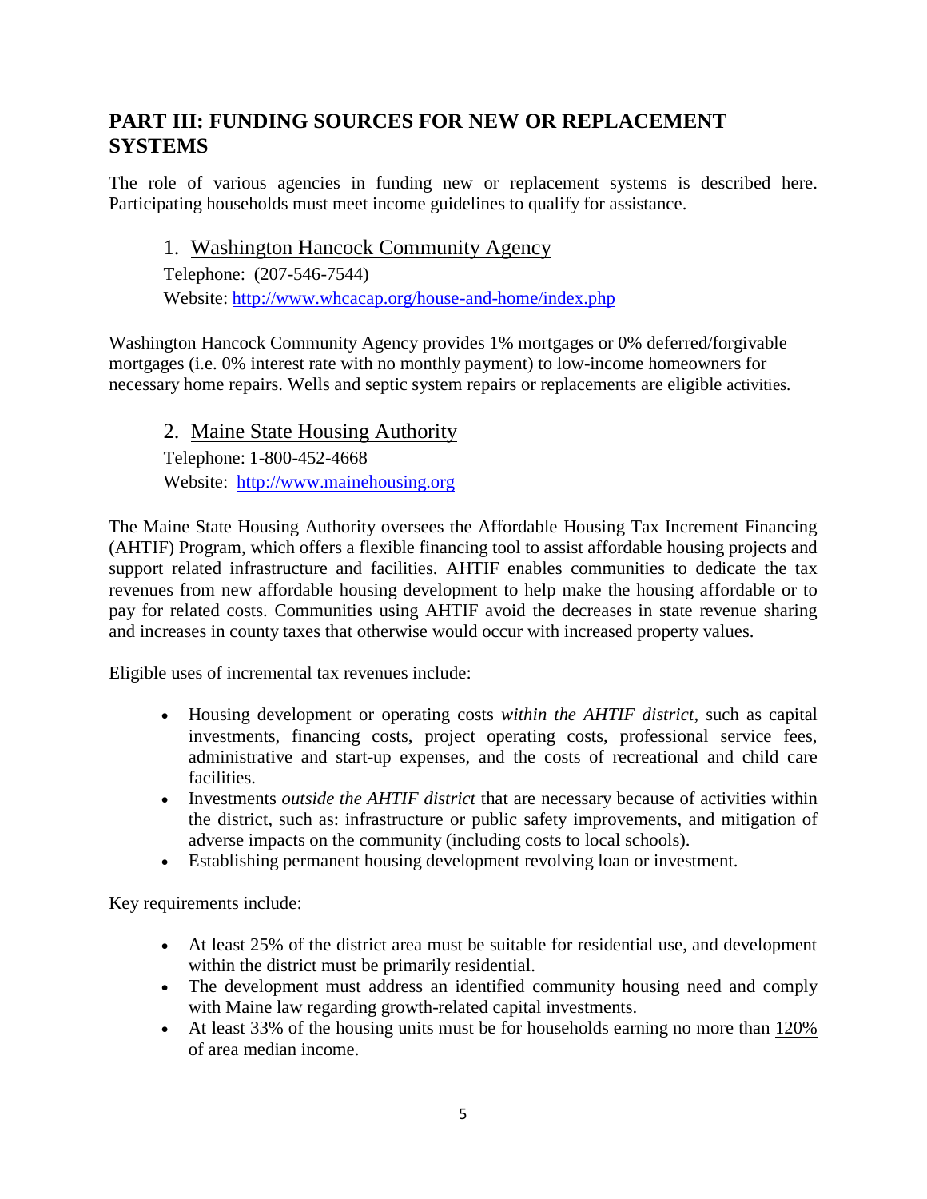## PART III: FUNDING SOURCES FOR NEW OR REPLACEMENT SYSTEMS

The role of various agencies in funding new or replacement systems is described here. Participating households must meet income guidelines to qualify for assistance.

### 1. Washington Hancock Community Agency

Telephone: (207-546-7544)
Website: http://www.whcacap.org/house-and-home/index.php

Washington Hancock Community Agency provides 1% mortgages or 0% deferred/forgivable mortgages (i.e. 0% interest rate with no monthly payment) to low-income homeowners for necessary home repairs. Wells and septic system repairs or replacements are eligible activities.

### 2. Maine State Housing Authority

Telephone: 1-800-452-4668
Website: http://www.mainehousing.org

The Maine State Housing Authority oversees the Affordable Housing Tax Increment Financing (AHTIF) Program, which offers a flexible financing tool to assist affordable housing projects and support related infrastructure and facilities. AHTIF enables communities to dedicate the tax revenues from new affordable housing development to help make the housing affordable or to pay for related costs. Communities using AHTIF avoid the decreases in state revenue sharing and increases in county taxes that otherwise would occur with increased property values.

Eligible uses of incremental tax revenues include:

- Housing development or operating costs *within the AHTIF district*, such as capital investments, financing costs, project operating costs, professional service fees, administrative and start-up expenses, and the costs of recreational and child care facilities.
- Investments *outside the AHTIF district* that are necessary because of activities within the district, such as: infrastructure or public safety improvements, and mitigation of adverse impacts on the community (including costs to local schools).
- Establishing permanent housing development revolving loan or investment.

Key requirements include:

- At least 25% of the district area must be suitable for residential use, and development within the district must be primarily residential.
- The development must address an identified community housing need and comply with Maine law regarding growth-related capital investments.
- At least 33% of the housing units must be for households earning no more than 120% of area median income.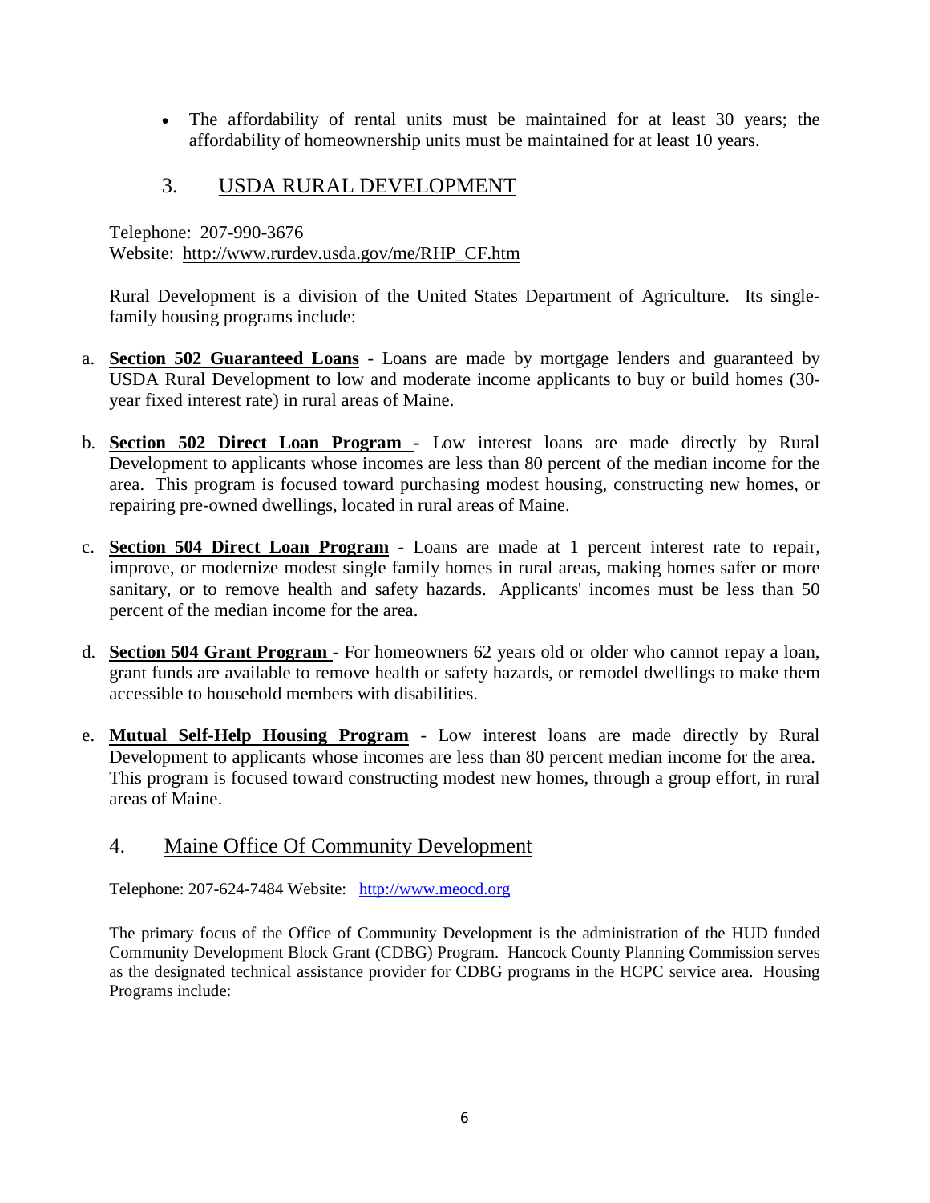- The affordability of rental units must be maintained for at least 30 years; the affordability of homeownership units must be maintained for at least 10 years.

## 3. USDA RURAL DEVELOPMENT

Telephone: 207-990-3676
Website: http://www.rurdev.usda.gov/me/RHP_CF.htm

Rural Development is a division of the United States Department of Agriculture. Its single-family housing programs include:

a. **Section 502 Guaranteed Loans** - Loans are made by mortgage lenders and guaranteed by USDA Rural Development to low and moderate income applicants to buy or build homes (30-year fixed interest rate) in rural areas of Maine.

b. **Section 502 Direct Loan Program -** Low interest loans are made directly by Rural Development to applicants whose incomes are less than 80 percent of the median income for the area. This program is focused toward purchasing modest housing, constructing new homes, or repairing pre-owned dwellings, located in rural areas of Maine.

c. **Section 504 Direct Loan Program** - Loans are made at 1 percent interest rate to repair, improve, or modernize modest single family homes in rural areas, making homes safer or more sanitary, or to remove health and safety hazards. Applicants' incomes must be less than 50 percent of the median income for the area.

d. **Section 504 Grant Program** - For homeowners 62 years old or older who cannot repay a loan, grant funds are available to remove health or safety hazards, or remodel dwellings to make them accessible to household members with disabilities.

e. **Mutual Self-Help Housing Program** - Low interest loans are made directly by Rural Development to applicants whose incomes are less than 80 percent median income for the area. This program is focused toward constructing modest new homes, through a group effort, in rural areas of Maine.

## 4. Maine Office Of Community Development

Telephone: 207-624-7484 Website: http://www.meocd.org

The primary focus of the Office of Community Development is the administration of the HUD funded Community Development Block Grant (CDBG) Program. Hancock County Planning Commission serves as the designated technical assistance provider for CDBG programs in the HCPC service area. Housing Programs include: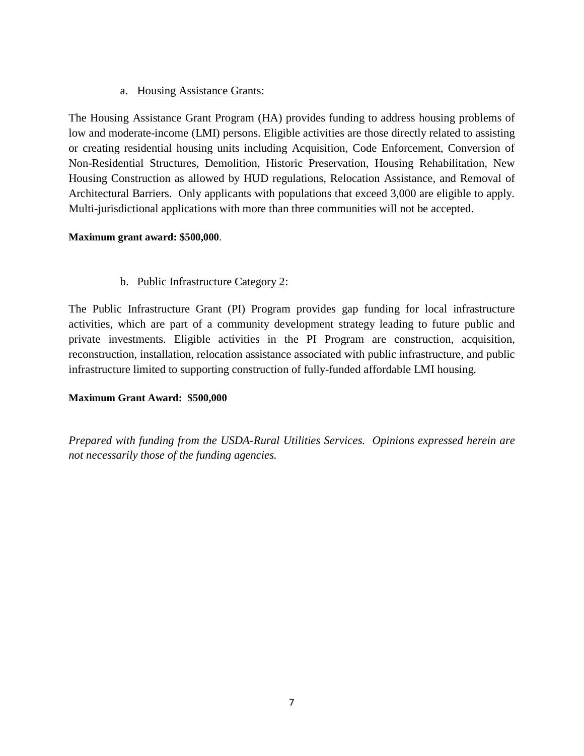a. <u>Housing Assistance Grants</u>:

The Housing Assistance Grant Program (HA) provides funding to address housing problems of low and moderate-income (LMI) persons. Eligible activities are those directly related to assisting or creating residential housing units including Acquisition, Code Enforcement, Conversion of Non-Residential Structures, Demolition, Historic Preservation, Housing Rehabilitation, New Housing Construction as allowed by HUD regulations, Relocation Assistance, and Removal of Architectural Barriers. Only applicants with populations that exceed 3,000 are eligible to apply. Multi-jurisdictional applications with more than three communities will not be accepted.

**Maximum grant award: $500,000**.

b. <u>Public Infrastructure Category 2</u>:

The Public Infrastructure Grant (PI) Program provides gap funding for local infrastructure activities, which are part of a community development strategy leading to future public and private investments. Eligible activities in the PI Program are construction, acquisition, reconstruction, installation, relocation assistance associated with public infrastructure, and public infrastructure limited to supporting construction of fully-funded affordable LMI housing.

**Maximum Grant Award: $500,000**

*Prepared with funding from the USDA-Rural Utilities Services. Opinions expressed herein are not necessarily those of the funding agencies.*